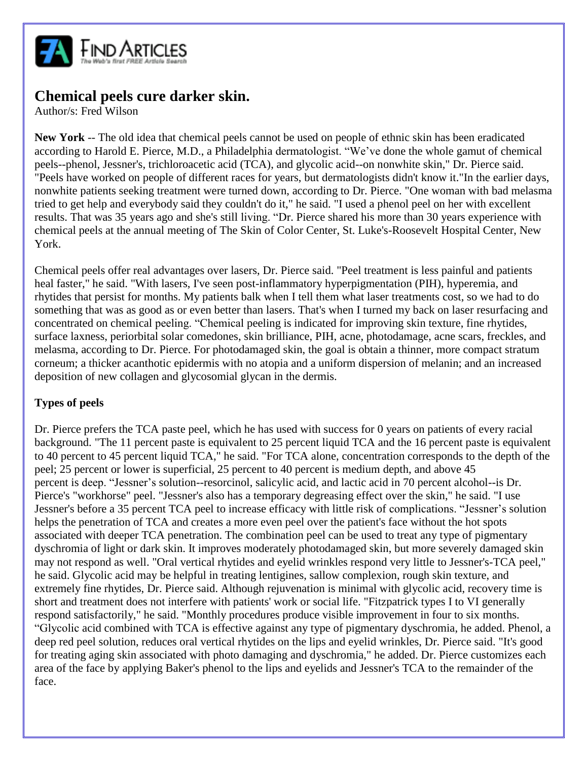# Chemical peels cure darker skin.

Author/s: Fred Wilson

**New York** -- The old idea that chemical peels cannot be used on people of ethnic skin has been eradicated according to Harold E. Pierce, M.D., a Philadelphia dermatologist. "We've done the whole gamut of chemical peels--phenol, Jessner's, trichloroacetic acid (TCA), and glycolic acid--on nonwhite skin," Dr. Pierce said. "Peels have worked on people of different races for years, but dermatologists didn't know it."In the earlier days, nonwhite patients seeking treatment were turned down, according to Dr. Pierce. "One woman with bad melasma tried to get help and everybody said they couldn't do it," he said. "I used a phenol peel on her with excellent results. That was 35 years ago and she's still living. "Dr. Pierce shared his more than 30 years experience with chemical peels at the annual meeting of The Skin of Color Center, St. Luke's-Roosevelt Hospital Center, New York.

Chemical peels offer real advantages over lasers, Dr. Pierce said. "Peel treatment is less painful and patients heal faster," he said. "With lasers, I've seen post-inflammatory hyperpigmentation (PIH), hyperemia, and rhytides that persist for months. My patients balk when I tell them what laser treatments cost, so we had to do something that was as good as or even better than lasers. That's when I turned my back on laser resurfacing and concentrated on chemical peeling. "Chemical peeling is indicated for improving skin texture, fine rhytides, surface laxness, periorbital solar comedones, skin brilliance, PIH, acne, photodamage, acne scars, freckles, and melasma, according to Dr. Pierce. For photodamaged skin, the goal is obtain a thinner, more compact stratum corneum; a thicker acanthotic epidermis with no atopia and a uniform dispersion of melanin; and an increased deposition of new collagen and glycosomial glycan in the dermis.

### Types of peels

Dr. Pierce prefers the TCA paste peel, which he has used with success for 0 years on patients of every racial background. "The 11 percent paste is equivalent to 25 percent liquid TCA and the 16 percent paste is equivalent to 40 percent to 45 percent liquid TCA," he said. "For TCA alone, concentration corresponds to the depth of the peel; 25 percent or lower is superficial, 25 percent to 40 percent is medium depth, and above 45 percent is deep. "Jessner's solution--resorcinol, salicylic acid, and lactic acid in 70 percent alcohol--is Dr. Pierce's "workhorse" peel. "Jessner's also has a temporary degreasing effect over the skin," he said. "I use Jessner's before a 35 percent TCA peel to increase efficacy with little risk of complications. "Jessner's solution helps the penetration of TCA and creates a more even peel over the patient's face without the hot spots associated with deeper TCA penetration. The combination peel can be used to treat any type of pigmentary dyschromia of light or dark skin. It improves moderately photodamaged skin, but more severely damaged skin may not respond as well. "Oral vertical rhytides and eyelid wrinkles respond very little to Jessner's-TCA peel," he said. Glycolic acid may be helpful in treating lentigines, sallow complexion, rough skin texture, and extremely fine rhytides, Dr. Pierce said. Although rejuvenation is minimal with glycolic acid, recovery time is short and treatment does not interfere with patients' work or social life. "Fitzpatrick types I to VI generally respond satisfactorily," he said. "Monthly procedures produce visible improvement in four to six months. "Glycolic acid combined with TCA is effective against any type of pigmentary dyschromia, he added. Phenol, a deep red peel solution, reduces oral vertical rhytides on the lips and eyelid wrinkles, Dr. Pierce said. "It's good for treating aging skin associated with photo damaging and dyschromia," he added. Dr. Pierce customizes each area of the face by applying Baker's phenol to the lips and eyelids and Jessner's TCA to the remainder of the face.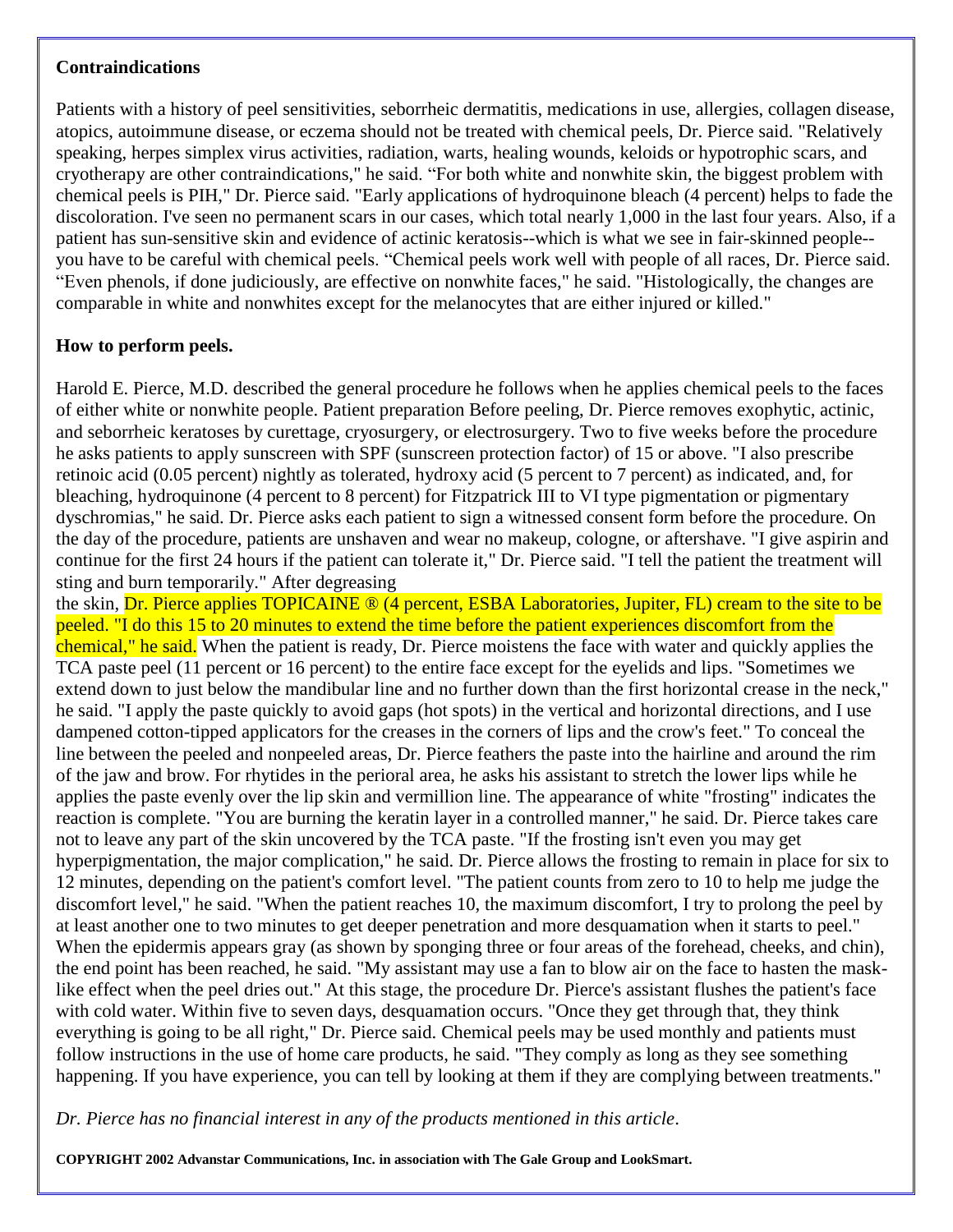**Contraindications**

Patients with a history of peel sensitivities, seborrheic dermatitis, medications in use, allergies, collagen disease, atopics, autoimmune disease, or eczema should not be treated with chemical peels, Dr. Pierce said. "Relatively speaking, herpes simplex virus activities, radiation, warts, healing wounds, keloids or hypotrophic scars, and cryotherapy are other contraindications," he said. "For both white and nonwhite skin, the biggest problem with chemical peels is PIH," Dr. Pierce said. "Early applications of hydroquinone bleach (4 percent) helps to fade the discoloration. I've seen no permanent scars in our cases, which total nearly 1,000 in the last four years. Also, if a patient has sun-sensitive skin and evidence of actinic keratosis--which is what we see in fair-skinned people--you have to be careful with chemical peels. "Chemical peels work well with people of all races, Dr. Pierce said. "Even phenols, if done judiciously, are effective on nonwhite faces," he said. "Histologically, the changes are comparable in white and nonwhites except for the melanocytes that are either injured or killed."

**How to perform peels.**

Harold E. Pierce, M.D. described the general procedure he follows when he applies chemical peels to the faces of either white or nonwhite people. Patient preparation Before peeling, Dr. Pierce removes exophytic, actinic, and seborrheic keratoses by curettage, cryosurgery, or electrosurgery. Two to five weeks before the procedure he asks patients to apply sunscreen with SPF (sunscreen protection factor) of 15 or above. "I also prescribe retinoic acid (0.05 percent) nightly as tolerated, hydroxy acid (5 percent to 7 percent) as indicated, and, for bleaching, hydroquinone (4 percent to 8 percent) for Fitzpatrick III to VI type pigmentation or pigmentary dyschromias," he said. Dr. Pierce asks each patient to sign a witnessed consent form before the procedure. On the day of the procedure, patients are unshaven and wear no makeup, cologne, or aftershave. "I give aspirin and continue for the first 24 hours if the patient can tolerate it," Dr. Pierce said. "I tell the patient the treatment will sting and burn temporarily." After degreasing the skin, Dr. Pierce applies TOPICAINE ® (4 percent, ESBA Laboratories, Jupiter, FL) cream to the site to be peeled. "I do this 15 to 20 minutes to extend the time before the patient experiences discomfort from the chemical," he said. When the patient is ready, Dr. Pierce moistens the face with water and quickly applies the TCA paste peel (11 percent or 16 percent) to the entire face except for the eyelids and lips. "Sometimes we extend down to just below the mandibular line and no further down than the first horizontal crease in the neck," he said. "I apply the paste quickly to avoid gaps (hot spots) in the vertical and horizontal directions, and I use dampened cotton-tipped applicators for the creases in the corners of lips and the crow's feet." To conceal the line between the peeled and nonpeeled areas, Dr. Pierce feathers the paste into the hairline and around the rim of the jaw and brow. For rhytides in the perioral area, he asks his assistant to stretch the lower lips while he applies the paste evenly over the lip skin and vermillion line. The appearance of white "frosting" indicates the reaction is complete. "You are burning the keratin layer in a controlled manner," he said. Dr. Pierce takes care not to leave any part of the skin uncovered by the TCA paste. "If the frosting isn't even you may get hyperpigmentation, the major complication," he said. Dr. Pierce allows the frosting to remain in place for six to 12 minutes, depending on the patient's comfort level. "The patient counts from zero to 10 to help me judge the discomfort level," he said. "When the patient reaches 10, the maximum discomfort, I try to prolong the peel by at least another one to two minutes to get deeper penetration and more desquamation when it starts to peel." When the epidermis appears gray (as shown by sponging three or four areas of the forehead, cheeks, and chin), the end point has been reached, he said. "My assistant may use a fan to blow air on the face to hasten the mask-like effect when the peel dries out." At this stage, the procedure Dr. Pierce's assistant flushes the patient's face with cold water. Within five to seven days, desquamation occurs. "Once they get through that, they think everything is going to be all right," Dr. Pierce said. Chemical peels may be used monthly and patients must follow instructions in the use of home care products, he said. "They comply as long as they see something happening. If you have experience, you can tell by looking at them if they are complying between treatments."

*Dr. Pierce has no financial interest in any of the products mentioned in this article*.

**COPYRIGHT 2002 Advanstar Communications, Inc. in association with The Gale Group and LookSmart.**